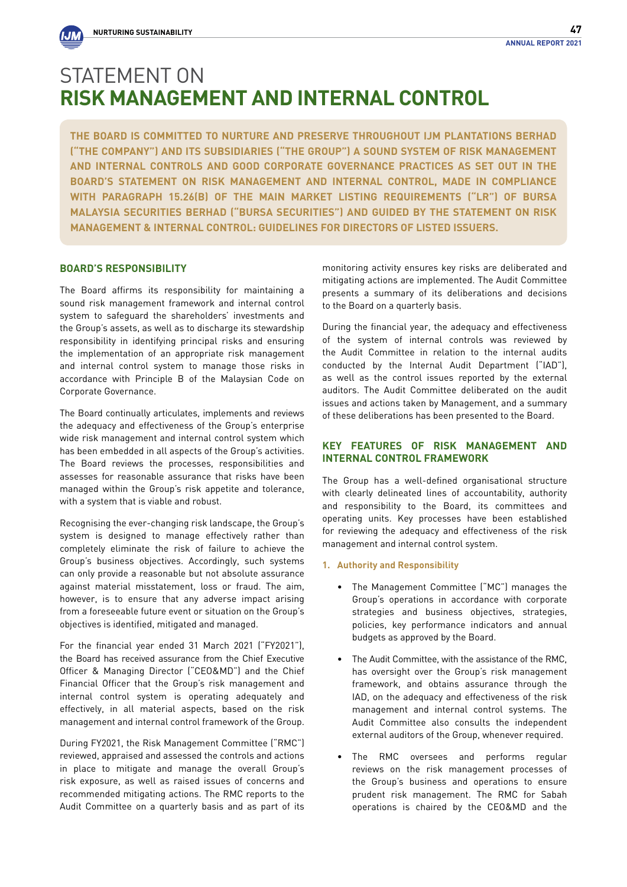# STATEMENT ON **RISK MANAGEMENT AND INTERNAL CONTROL**

**THE BOARD IS COMMITTED TO NURTURE AND PRESERVE THROUGHOUT IJM PLANTATIONS BERHAD ("THE COMPANY") AND ITS SUBSIDIARIES ("THE GROUP") A SOUND SYSTEM OF RISK MANAGEMENT AND INTERNAL CONTROLS AND GOOD CORPORATE GOVERNANCE PRACTICES AS SET OUT IN THE BOARD'S STATEMENT ON RISK MANAGEMENT AND INTERNAL CONTROL, MADE IN COMPLIANCE WITH PARAGRAPH 15.26(B) OF THE MAIN MARKET LISTING REQUIREMENTS ("LR") OF BURSA MALAYSIA SECURITIES BERHAD ("BURSA SECURITIES") AND GUIDED BY THE STATEMENT ON RISK MANAGEMENT & INTERNAL CONTROL: GUIDELINES FOR DIRECTORS OF LISTED ISSUERS.**

## BOARD'S RESPONSIBILITY

The Board affirms its responsibility for maintaining a sound risk management framework and internal control system to safeguard the shareholders' investments and the Group's assets, as well as to discharge its stewardship responsibility in identifying principal risks and ensuring the implementation of an appropriate risk management and internal control system to manage those risks in accordance with Principle B of the Malaysian Code on Corporate Governance.

The Board continually articulates, implements and reviews the adequacy and effectiveness of the Group's enterprise wide risk management and internal control system which has been embedded in all aspects of the Group's activities. The Board reviews the processes, responsibilities and assesses for reasonable assurance that risks have been managed within the Group's risk appetite and tolerance, with a system that is viable and robust.

Recognising the ever-changing risk landscape, the Group's system is designed to manage effectively rather than completely eliminate the risk of failure to achieve the Group's business objectives. Accordingly, such systems can only provide a reasonable but not absolute assurance against material misstatement, loss or fraud. The aim, however, is to ensure that any adverse impact arising from a foreseeable future event or situation on the Group's objectives is identified, mitigated and managed.

For the financial year ended 31 March 2021 ("FY2021"), the Board has received assurance from the Chief Executive Officer & Managing Director ("CEO&MD") and the Chief Financial Officer that the Group's risk management and internal control system is operating adequately and effectively, in all material aspects, based on the risk management and internal control framework of the Group.

During FY2021, the Risk Management Committee ("RMC") reviewed, appraised and assessed the controls and actions in place to mitigate and manage the overall Group's risk exposure, as well as raised issues of concerns and recommended mitigating actions. The RMC reports to the Audit Committee on a quarterly basis and as part of its monitoring activity ensures key risks are deliberated and mitigating actions are implemented. The Audit Committee presents a summary of its deliberations and decisions to the Board on a quarterly basis.

During the financial year, the adequacy and effectiveness of the system of internal controls was reviewed by the Audit Committee in relation to the internal audits conducted by the Internal Audit Department ("IAD"), as well as the control issues reported by the external auditors. The Audit Committee deliberated on the audit issues and actions taken by Management, and a summary of these deliberations has been presented to the Board.

## KEY FEATURES OF RISK MANAGEMENT AND INTERNAL CONTROL FRAMEWORK

The Group has a well-defined organisational structure with clearly delineated lines of accountability, authority and responsibility to the Board, its committees and operating units. Key processes have been established for reviewing the adequacy and effectiveness of the risk management and internal control system.

### 1. Authority and Responsibility

- The Management Committee ("MC") manages the Group's operations in accordance with corporate strategies and business objectives, strategies, policies, key performance indicators and annual budgets as approved by the Board.
- The Audit Committee, with the assistance of the RMC, has oversight over the Group's risk management framework, and obtains assurance through the IAD, on the adequacy and effectiveness of the risk management and internal control systems. The Audit Committee also consults the independent external auditors of the Group, whenever required.
- The RMC oversees and performs regular reviews on the risk management processes of the Group's business and operations to ensure prudent risk management. The RMC for Sabah operations is chaired by the CEO&MD and the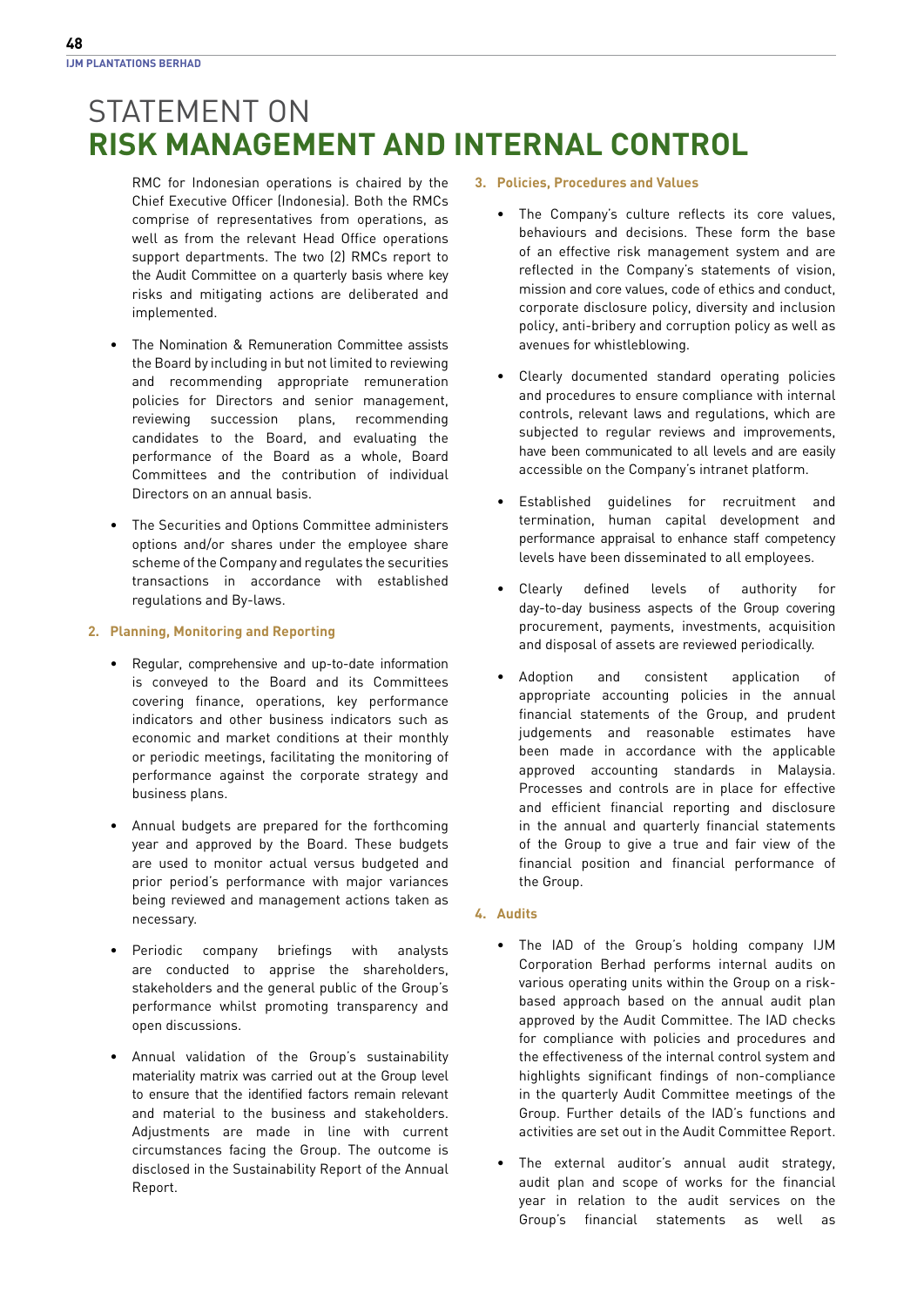# STATEMENT ON **RISK MANAGEMENT AND INTERNAL CONTROL**

RMC for Indonesian operations is chaired by the Chief Executive Officer (Indonesia). Both the RMCs comprise of representatives from operations, as well as from the relevant Head Office operations support departments. The two (2) RMCs report to the Audit Committee on a quarterly basis where key risks and mitigating actions are deliberated and implemented.

- The Nomination & Remuneration Committee assists the Board by including in but not limited to reviewing and recommending appropriate remuneration policies for Directors and senior management, reviewing succession plans, recommending candidates to the Board, and evaluating the performance of the Board as a whole, Board Committees and the contribution of individual Directors on an annual basis.
- The Securities and Options Committee administers options and/or shares under the employee share scheme of the Company and regulates the securities transactions in accordance with established regulations and By-laws.

**2. Planning, Monitoring and Reporting**

- Regular, comprehensive and up-to-date information is conveyed to the Board and its Committees covering finance, operations, key performance indicators and other business indicators such as economic and market conditions at their monthly or periodic meetings, facilitating the monitoring of performance against the corporate strategy and business plans.
- Annual budgets are prepared for the forthcoming year and approved by the Board. These budgets are used to monitor actual versus budgeted and prior period's performance with major variances being reviewed and management actions taken as necessary.
- Periodic company briefings with analysts are conducted to apprise the shareholders, stakeholders and the general public of the Group's performance whilst promoting transparency and open discussions.
- Annual validation of the Group's sustainability materiality matrix was carried out at the Group level to ensure that the identified factors remain relevant and material to the business and stakeholders. Adjustments are made in line with current circumstances facing the Group. The outcome is disclosed in the Sustainability Report of the Annual Report.

**3. Policies, Procedures and Values**

- The Company's culture reflects its core values, behaviours and decisions. These form the base of an effective risk management system and are reflected in the Company's statements of vision, mission and core values, code of ethics and conduct, corporate disclosure policy, diversity and inclusion policy, anti-bribery and corruption policy as well as avenues for whistleblowing.
- Clearly documented standard operating policies and procedures to ensure compliance with internal controls, relevant laws and regulations, which are subjected to regular reviews and improvements, have been communicated to all levels and are easily accessible on the Company's intranet platform.
- Established guidelines for recruitment and termination, human capital development and performance appraisal to enhance staff competency levels have been disseminated to all employees.
- Clearly defined levels of authority for day-to-day business aspects of the Group covering procurement, payments, investments, acquisition and disposal of assets are reviewed periodically.
- Adoption and consistent application of appropriate accounting policies in the annual financial statements of the Group, and prudent judgements and reasonable estimates have been made in accordance with the applicable approved accounting standards in Malaysia. Processes and controls are in place for effective and efficient financial reporting and disclosure in the annual and quarterly financial statements of the Group to give a true and fair view of the financial position and financial performance of the Group.

**4. Audits**

- The IAD of the Group's holding company IJM Corporation Berhad performs internal audits on various operating units within the Group on a risk-based approach based on the annual audit plan approved by the Audit Committee. The IAD checks for compliance with policies and procedures and the effectiveness of the internal control system and highlights significant findings of non-compliance in the quarterly Audit Committee meetings of the Group. Further details of the IAD's functions and activities are set out in the Audit Committee Report.
- The external auditor's annual audit strategy, audit plan and scope of works for the financial year in relation to the audit services on the Group's financial statements as well as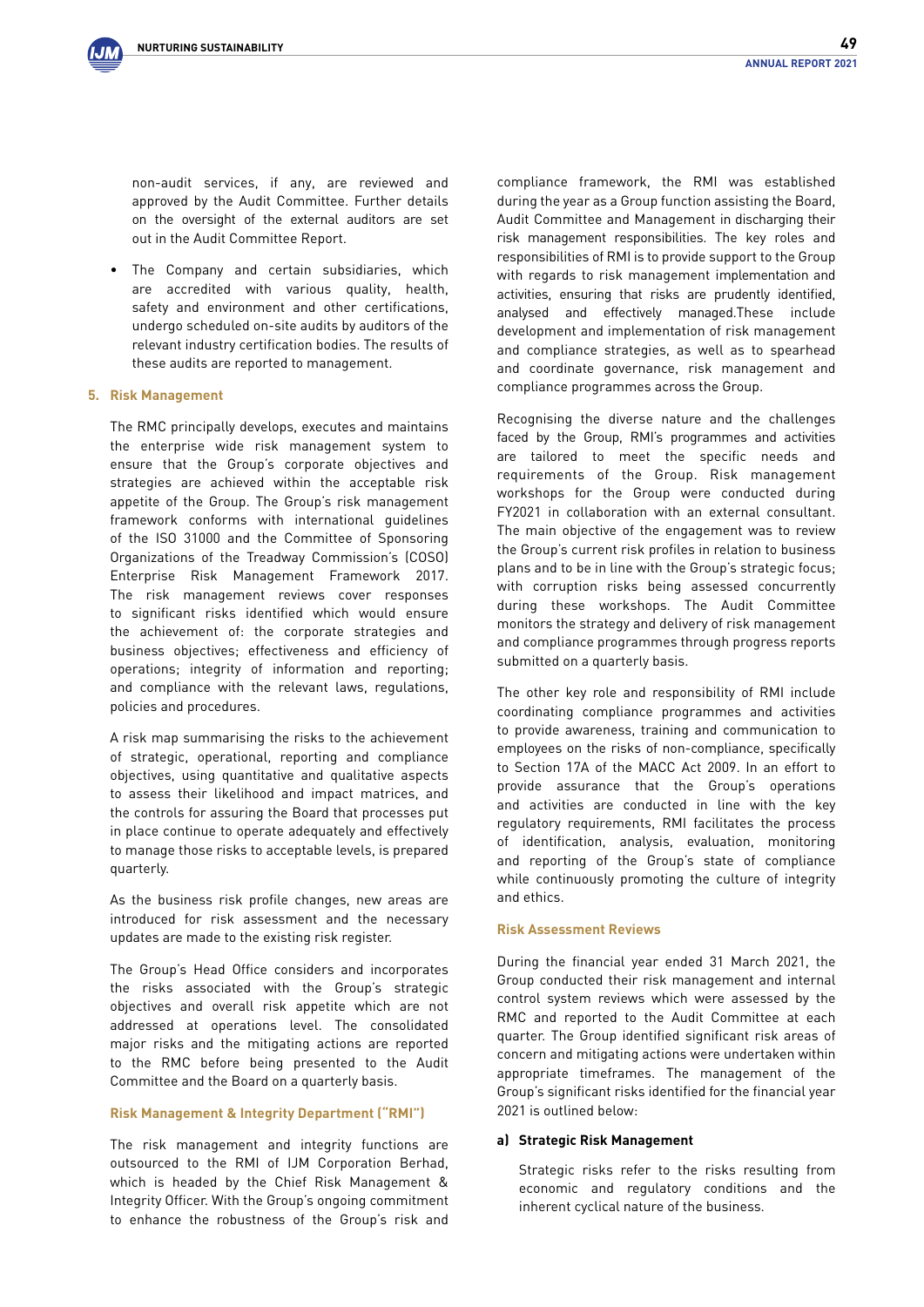non-audit services, if any, are reviewed and approved by the Audit Committee. Further details on the oversight of the external auditors are set out in the Audit Committee Report.

- The Company and certain subsidiaries, which are accredited with various quality, health, safety and environment and other certifications, undergo scheduled on-site audits by auditors of the relevant industry certification bodies. The results of these audits are reported to management.

## 5. Risk Management

The RMC principally develops, executes and maintains the enterprise wide risk management system to ensure that the Group's corporate objectives and strategies are achieved within the acceptable risk appetite of the Group. The Group's risk management framework conforms with international guidelines of the ISO 31000 and the Committee of Sponsoring Organizations of the Treadway Commission's (COSO) Enterprise Risk Management Framework 2017. The risk management reviews cover responses to significant risks identified which would ensure the achievement of: the corporate strategies and business objectives; effectiveness and efficiency of operations; integrity of information and reporting; and compliance with the relevant laws, regulations, policies and procedures.

A risk map summarising the risks to the achievement of strategic, operational, reporting and compliance objectives, using quantitative and qualitative aspects to assess their likelihood and impact matrices, and the controls for assuring the Board that processes put in place continue to operate adequately and effectively to manage those risks to acceptable levels, is prepared quarterly.

As the business risk profile changes, new areas are introduced for risk assessment and the necessary updates are made to the existing risk register.

The Group's Head Office considers and incorporates the risks associated with the Group's strategic objectives and overall risk appetite which are not addressed at operations level. The consolidated major risks and the mitigating actions are reported to the RMC before being presented to the Audit Committee and the Board on a quarterly basis.

### Risk Management & Integrity Department ("RMI")

The risk management and integrity functions are outsourced to the RMI of IJM Corporation Berhad, which is headed by the Chief Risk Management & Integrity Officer. With the Group's ongoing commitment to enhance the robustness of the Group's risk and compliance framework, the RMI was established during the year as a Group function assisting the Board, Audit Committee and Management in discharging their risk management responsibilities. The key roles and responsibilities of RMI is to provide support to the Group with regards to risk management implementation and activities, ensuring that risks are prudently identified, analysed and effectively managed.These include development and implementation of risk management and compliance strategies, as well as to spearhead and coordinate governance, risk management and compliance programmes across the Group.

Recognising the diverse nature and the challenges faced by the Group, RMI's programmes and activities are tailored to meet the specific needs and requirements of the Group. Risk management workshops for the Group were conducted during FY2021 in collaboration with an external consultant. The main objective of the engagement was to review the Group's current risk profiles in relation to business plans and to be in line with the Group's strategic focus; with corruption risks being assessed concurrently during these workshops. The Audit Committee monitors the strategy and delivery of risk management and compliance programmes through progress reports submitted on a quarterly basis.

The other key role and responsibility of RMI include coordinating compliance programmes and activities to provide awareness, training and communication to employees on the risks of non-compliance, specifically to Section 17A of the MACC Act 2009. In an effort to provide assurance that the Group's operations and activities are conducted in line with the key regulatory requirements, RMI facilitates the process of identification, analysis, evaluation, monitoring and reporting of the Group's state of compliance while continuously promoting the culture of integrity and ethics.

### Risk Assessment Reviews

During the financial year ended 31 March 2021, the Group conducted their risk management and internal control system reviews which were assessed by the RMC and reported to the Audit Committee at each quarter. The Group identified significant risk areas of concern and mitigating actions were undertaken within appropriate timeframes. The management of the Group's significant risks identified for the financial year 2021 is outlined below:

#### a) Strategic Risk Management

Strategic risks refer to the risks resulting from economic and regulatory conditions and the inherent cyclical nature of the business.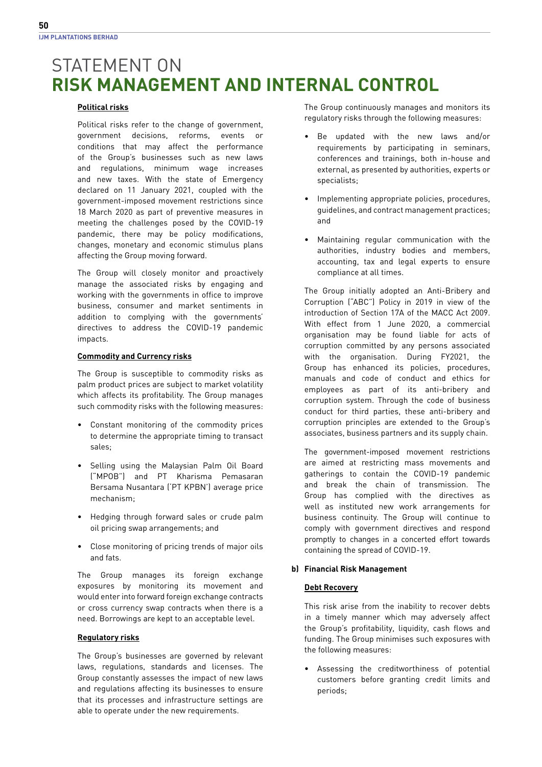# STATEMENT ON **RISK MANAGEMENT AND INTERNAL CONTROL**

**Political risks**

Political risks refer to the change of government, government decisions, reforms, events or conditions that may affect the performance of the Group's businesses such as new laws and regulations, minimum wage increases and new taxes. With the state of Emergency declared on 11 January 2021, coupled with the government-imposed movement restrictions since 18 March 2020 as part of preventive measures in meeting the challenges posed by the COVID-19 pandemic, there may be policy modifications, changes, monetary and economic stimulus plans affecting the Group moving forward.

The Group will closely monitor and proactively manage the associated risks by engaging and working with the governments in office to improve business, consumer and market sentiments in addition to complying with the governments' directives to address the COVID-19 pandemic impacts.

**Commodity and Currency risks**

The Group is susceptible to commodity risks as palm product prices are subject to market volatility which affects its profitability. The Group manages such commodity risks with the following measures:

- Constant monitoring of the commodity prices to determine the appropriate timing to transact sales;
- Selling using the Malaysian Palm Oil Board ("MPOB") and PT Kharisma Pemasaran Bersama Nusantara ('PT KPBN') average price mechanism;
- Hedging through forward sales or crude palm oil pricing swap arrangements; and
- Close monitoring of pricing trends of major oils and fats.

The Group manages its foreign exchange exposures by monitoring its movement and would enter into forward foreign exchange contracts or cross currency swap contracts when there is a need. Borrowings are kept to an acceptable level.

**Regulatory risks**

The Group's businesses are governed by relevant laws, regulations, standards and licenses. The Group constantly assesses the impact of new laws and regulations affecting its businesses to ensure that its processes and infrastructure settings are able to operate under the new requirements.

The Group continuously manages and monitors its regulatory risks through the following measures:

- Be updated with the new laws and/or requirements by participating in seminars, conferences and trainings, both in-house and external, as presented by authorities, experts or specialists;
- Implementing appropriate policies, procedures, guidelines, and contract management practices; and
- Maintaining regular communication with the authorities, industry bodies and members, accounting, tax and legal experts to ensure compliance at all times.

The Group initially adopted an Anti-Bribery and Corruption ("ABC") Policy in 2019 in view of the introduction of Section 17A of the MACC Act 2009. With effect from 1 June 2020, a commercial organisation may be found liable for acts of corruption committed by any persons associated with the organisation. During FY2021, the Group has enhanced its policies, procedures, manuals and code of conduct and ethics for employees as part of its anti-bribery and corruption system. Through the code of business conduct for third parties, these anti-bribery and corruption principles are extended to the Group's associates, business partners and its supply chain.

The government-imposed movement restrictions are aimed at restricting mass movements and gatherings to contain the COVID-19 pandemic and break the chain of transmission. The Group has complied with the directives as well as instituted new work arrangements for business continuity. The Group will continue to comply with government directives and respond promptly to changes in a concerted effort towards containing the spread of COVID-19.

**b) Financial Risk Management**

**Debt Recovery**

This risk arise from the inability to recover debts in a timely manner which may adversely affect the Group's profitability, liquidity, cash flows and funding. The Group minimises such exposures with the following measures:

- Assessing the creditworthiness of potential customers before granting credit limits and periods;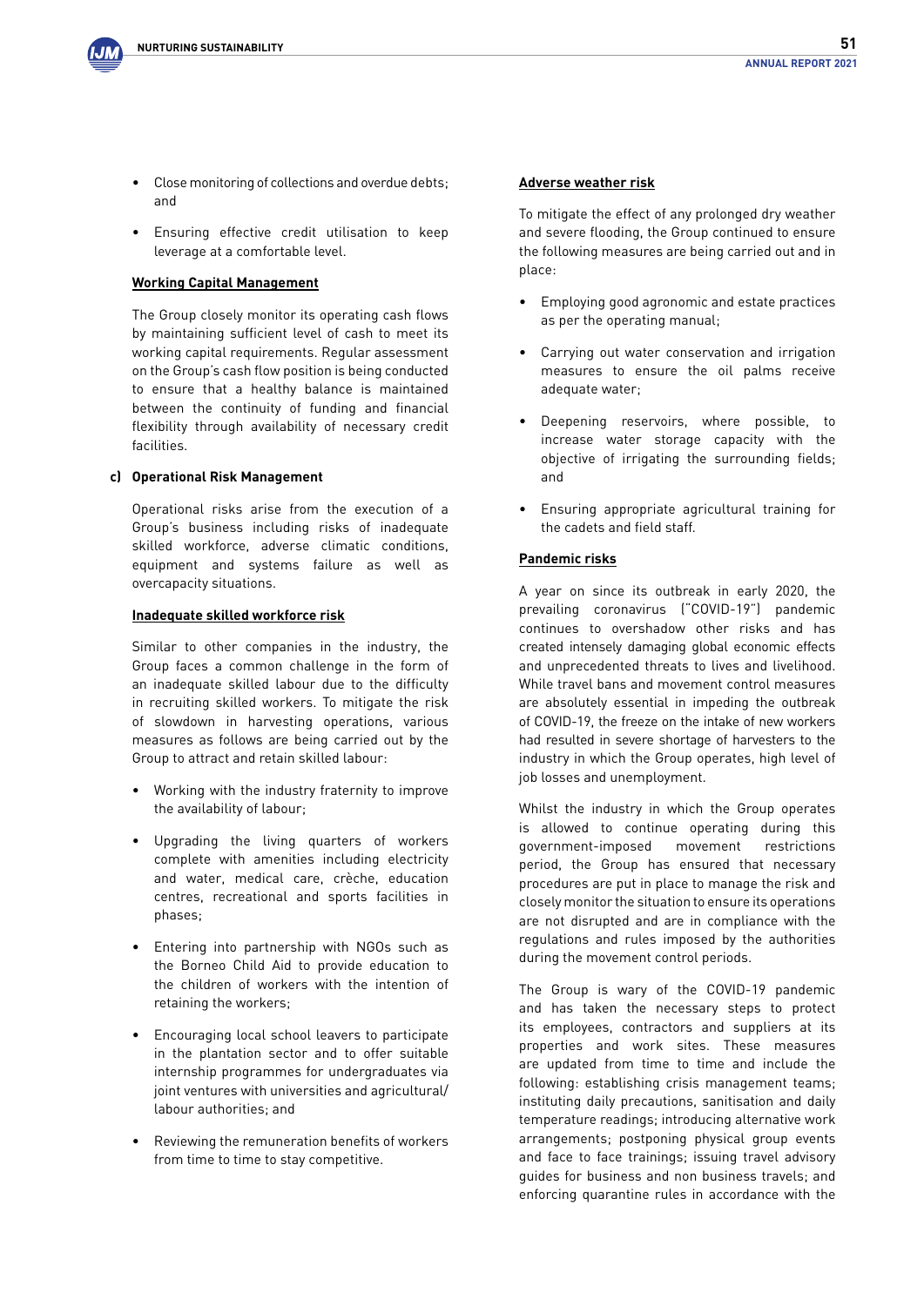- Close monitoring of collections and overdue debts; and
- Ensuring effective credit utilisation to keep leverage at a comfortable level.

**Working Capital Management**

The Group closely monitor its operating cash flows by maintaining sufficient level of cash to meet its working capital requirements. Regular assessment on the Group's cash flow position is being conducted to ensure that a healthy balance is maintained between the continuity of funding and financial flexibility through availability of necessary credit facilities.

**c) Operational Risk Management**

Operational risks arise from the execution of a Group's business including risks of inadequate skilled workforce, adverse climatic conditions, equipment and systems failure as well as overcapacity situations.

**Inadequate skilled workforce risk**

Similar to other companies in the industry, the Group faces a common challenge in the form of an inadequate skilled labour due to the difficulty in recruiting skilled workers. To mitigate the risk of slowdown in harvesting operations, various measures as follows are being carried out by the Group to attract and retain skilled labour:

- Working with the industry fraternity to improve the availability of labour;
- Upgrading the living quarters of workers complete with amenities including electricity and water, medical care, crèche, education centres, recreational and sports facilities in phases;
- Entering into partnership with NGOs such as the Borneo Child Aid to provide education to the children of workers with the intention of retaining the workers;
- Encouraging local school leavers to participate in the plantation sector and to offer suitable internship programmes for undergraduates via joint ventures with universities and agricultural/labour authorities; and
- Reviewing the remuneration benefits of workers from time to time to stay competitive.

**Adverse weather risk**

To mitigate the effect of any prolonged dry weather and severe flooding, the Group continued to ensure the following measures are being carried out and in place:

- Employing good agronomic and estate practices as per the operating manual;
- Carrying out water conservation and irrigation measures to ensure the oil palms receive adequate water;
- Deepening reservoirs, where possible, to increase water storage capacity with the objective of irrigating the surrounding fields; and
- Ensuring appropriate agricultural training for the cadets and field staff.

**Pandemic risks**

A year on since its outbreak in early 2020, the prevailing coronavirus ("COVID-19") pandemic continues to overshadow other risks and has created intensely damaging global economic effects and unprecedented threats to lives and livelihood. While travel bans and movement control measures are absolutely essential in impeding the outbreak of COVID-19, the freeze on the intake of new workers had resulted in severe shortage of harvesters to the industry in which the Group operates, high level of job losses and unemployment.

Whilst the industry in which the Group operates is allowed to continue operating during this government-imposed movement restrictions period, the Group has ensured that necessary procedures are put in place to manage the risk and closely monitor the situation to ensure its operations are not disrupted and are in compliance with the regulations and rules imposed by the authorities during the movement control periods.

The Group is wary of the COVID-19 pandemic and has taken the necessary steps to protect its employees, contractors and suppliers at its properties and work sites. These measures are updated from time to time and include the following: establishing crisis management teams; instituting daily precautions, sanitisation and daily temperature readings; introducing alternative work arrangements; postponing physical group events and face to face trainings; issuing travel advisory guides for business and non business travels; and enforcing quarantine rules in accordance with the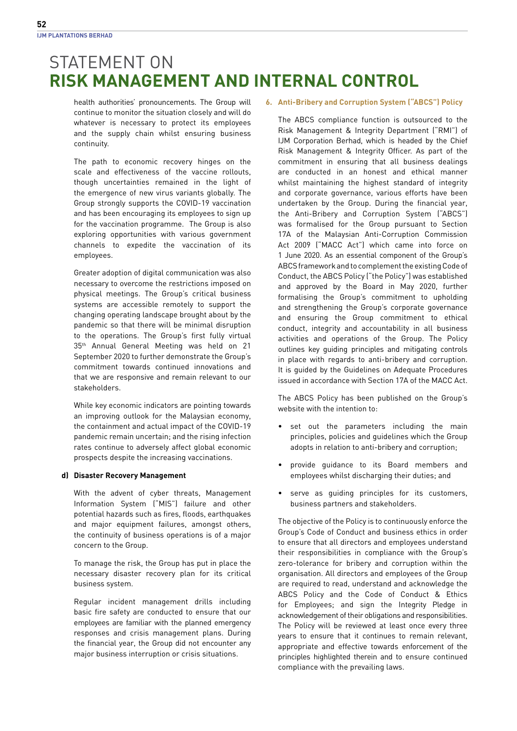# STATEMENT ON **RISK MANAGEMENT AND INTERNAL CONTROL**

health authorities' pronouncements. The Group will continue to monitor the situation closely and will do whatever is necessary to protect its employees and the supply chain whilst ensuring business continuity.

The path to economic recovery hinges on the scale and effectiveness of the vaccine rollouts, though uncertainties remained in the light of the emergence of new virus variants globally. The Group strongly supports the COVID-19 vaccination and has been encouraging its employees to sign up for the vaccination programme. The Group is also exploring opportunities with various government channels to expedite the vaccination of its employees.

Greater adoption of digital communication was also necessary to overcome the restrictions imposed on physical meetings. The Group's critical business systems are accessible remotely to support the changing operating landscape brought about by the pandemic so that there will be minimal disruption to the operations. The Group's first fully virtual 35th Annual General Meeting was held on 21 September 2020 to further demonstrate the Group's commitment towards continued innovations and that we are responsive and remain relevant to our stakeholders.

While key economic indicators are pointing towards an improving outlook for the Malaysian economy, the containment and actual impact of the COVID-19 pandemic remain uncertain; and the rising infection rates continue to adversely affect global economic prospects despite the increasing vaccinations.

**d) Disaster Recovery Management**

With the advent of cyber threats, Management Information System ("MIS") failure and other potential hazards such as fires, floods, earthquakes and major equipment failures, amongst others, the continuity of business operations is of a major concern to the Group.

To manage the risk, the Group has put in place the necessary disaster recovery plan for its critical business system.

Regular incident management drills including basic fire safety are conducted to ensure that our employees are familiar with the planned emergency responses and crisis management plans. During the financial year, the Group did not encounter any major business interruption or crisis situations.

**6. Anti-Bribery and Corruption System ("ABCS") Policy**

The ABCS compliance function is outsourced to the Risk Management & Integrity Department ("RMI") of IJM Corporation Berhad, which is headed by the Chief Risk Management & Integrity Officer. As part of the commitment in ensuring that all business dealings are conducted in an honest and ethical manner whilst maintaining the highest standard of integrity and corporate governance, various efforts have been undertaken by the Group. During the financial year, the Anti-Bribery and Corruption System ("ABCS") was formalised for the Group pursuant to Section 17A of the Malaysian Anti-Corruption Commission Act 2009 ("MACC Act") which came into force on 1 June 2020. As an essential component of the Group's ABCS framework and to complement the existing Code of Conduct, the ABCS Policy ("the Policy") was established and approved by the Board in May 2020, further formalising the Group's commitment to upholding and strengthening the Group's corporate governance and ensuring the Group commitment to ethical conduct, integrity and accountability in all business activities and operations of the Group. The Policy outlines key guiding principles and mitigating controls in place with regards to anti-bribery and corruption. It is guided by the Guidelines on Adequate Procedures issued in accordance with Section 17A of the MACC Act.

The ABCS Policy has been published on the Group's website with the intention to:

- set out the parameters including the main principles, policies and guidelines which the Group adopts in relation to anti-bribery and corruption;
- provide guidance to its Board members and employees whilst discharging their duties; and
- serve as guiding principles for its customers, business partners and stakeholders.

The objective of the Policy is to continuously enforce the Group's Code of Conduct and business ethics in order to ensure that all directors and employees understand their responsibilities in compliance with the Group's zero-tolerance for bribery and corruption within the organisation. All directors and employees of the Group are required to read, understand and acknowledge the ABCS Policy and the Code of Conduct & Ethics for Employees; and sign the Integrity Pledge in acknowledgement of their obligations and responsibilities. The Policy will be reviewed at least once every three years to ensure that it continues to remain relevant, appropriate and effective towards enforcement of the principles highlighted therein and to ensure continued compliance with the prevailing laws.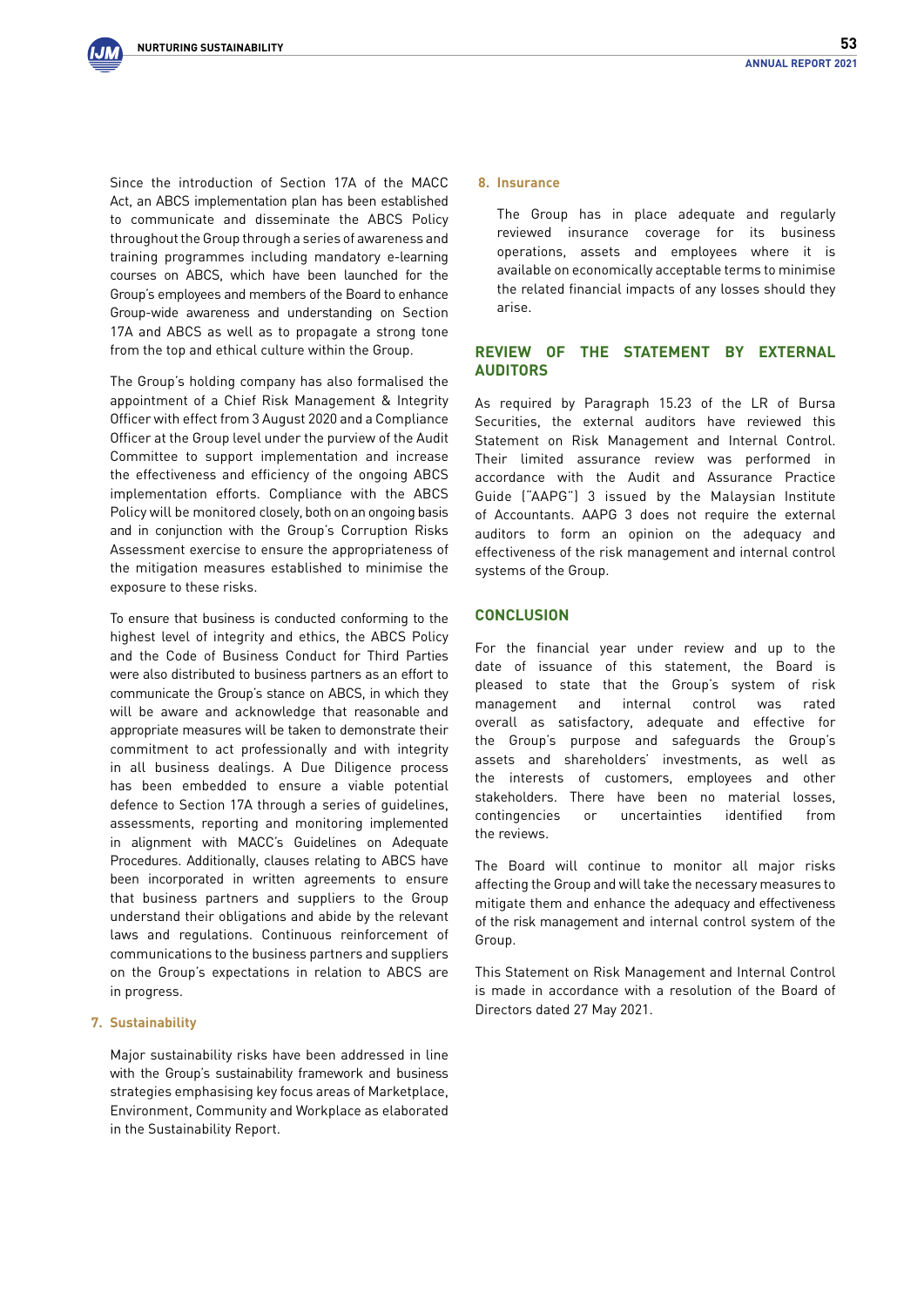Since the introduction of Section 17A of the MACC Act, an ABCS implementation plan has been established to communicate and disseminate the ABCS Policy throughout the Group through a series of awareness and training programmes including mandatory e-learning courses on ABCS, which have been launched for the Group's employees and members of the Board to enhance Group-wide awareness and understanding on Section 17A and ABCS as well as to propagate a strong tone from the top and ethical culture within the Group.

The Group's holding company has also formalised the appointment of a Chief Risk Management & Integrity Officer with effect from 3 August 2020 and a Compliance Officer at the Group level under the purview of the Audit Committee to support implementation and increase the effectiveness and efficiency of the ongoing ABCS implementation efforts. Compliance with the ABCS Policy will be monitored closely, both on an ongoing basis and in conjunction with the Group's Corruption Risks Assessment exercise to ensure the appropriateness of the mitigation measures established to minimise the exposure to these risks.

To ensure that business is conducted conforming to the highest level of integrity and ethics, the ABCS Policy and the Code of Business Conduct for Third Parties were also distributed to business partners as an effort to communicate the Group's stance on ABCS, in which they will be aware and acknowledge that reasonable and appropriate measures will be taken to demonstrate their commitment to act professionally and with integrity in all business dealings. A Due Diligence process has been embedded to ensure a viable potential defence to Section 17A through a series of guidelines, assessments, reporting and monitoring implemented in alignment with MACC's Guidelines on Adequate Procedures. Additionally, clauses relating to ABCS have been incorporated in written agreements to ensure that business partners and suppliers to the Group understand their obligations and abide by the relevant laws and regulations. Continuous reinforcement of communications to the business partners and suppliers on the Group's expectations in relation to ABCS are in progress.

### 7. Sustainability

Major sustainability risks have been addressed in line with the Group's sustainability framework and business strategies emphasising key focus areas of Marketplace, Environment, Community and Workplace as elaborated in the Sustainability Report.

### 8. Insurance

The Group has in place adequate and regularly reviewed insurance coverage for its business operations, assets and employees where it is available on economically acceptable terms to minimise the related financial impacts of any losses should they arise.

## REVIEW OF THE STATEMENT BY EXTERNAL AUDITORS

As required by Paragraph 15.23 of the LR of Bursa Securities, the external auditors have reviewed this Statement on Risk Management and Internal Control. Their limited assurance review was performed in accordance with the Audit and Assurance Practice Guide ("AAPG") 3 issued by the Malaysian Institute of Accountants. AAPG 3 does not require the external auditors to form an opinion on the adequacy and effectiveness of the risk management and internal control systems of the Group.

## CONCLUSION

For the financial year under review and up to the date of issuance of this statement, the Board is pleased to state that the Group's system of risk management and internal control was rated overall as satisfactory, adequate and effective for the Group's purpose and safeguards the Group's assets and shareholders' investments, as well as the interests of customers, employees and other stakeholders. There have been no material losses, contingencies or uncertainties identified from the reviews.

The Board will continue to monitor all major risks affecting the Group and will take the necessary measures to mitigate them and enhance the adequacy and effectiveness of the risk management and internal control system of the Group.

This Statement on Risk Management and Internal Control is made in accordance with a resolution of the Board of Directors dated 27 May 2021.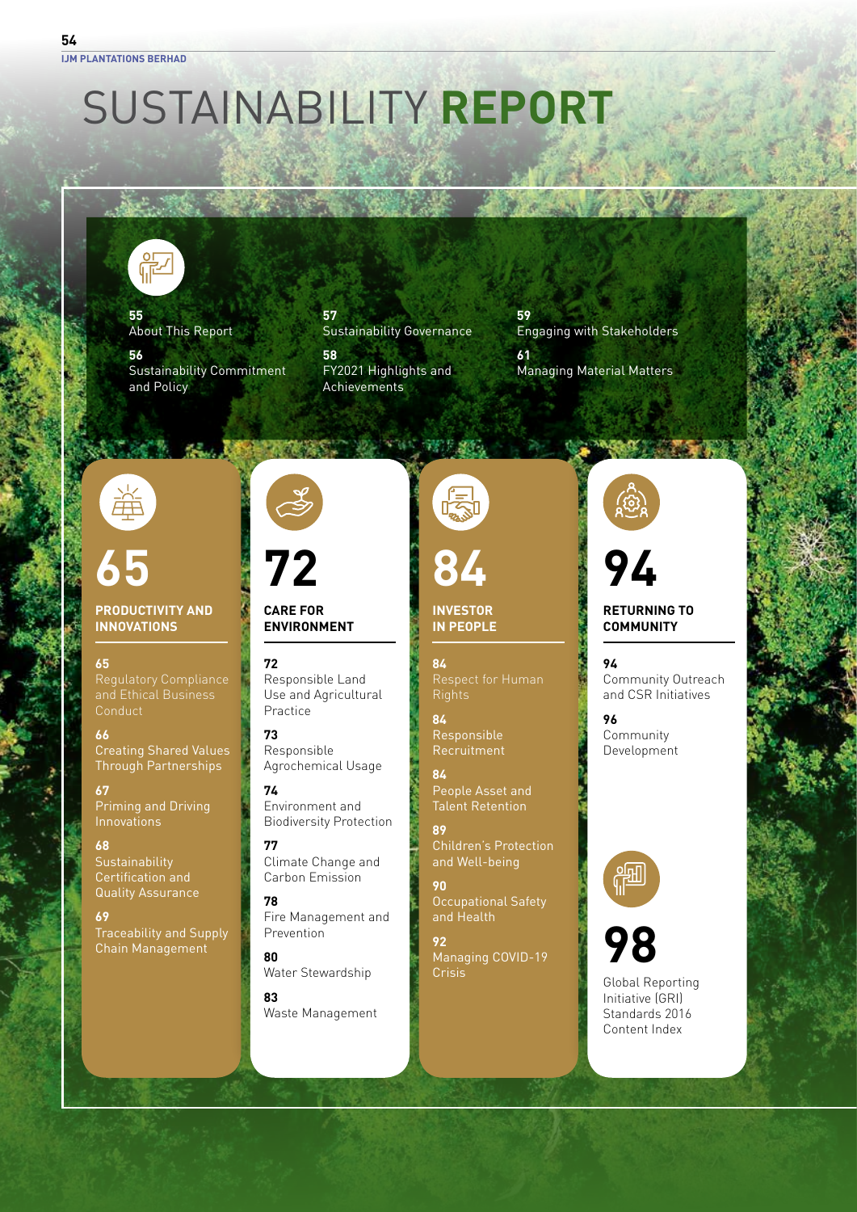# SUSTAINABILITY **REPORT**

**55**
About This Report

**56**
Sustainability Commitment and Policy

**57**
Sustainability Governance

**58**
FY2021 Highlights and Achievements

**59**
Engaging with Stakeholders

**61**
Managing Material Matters

## 65 PRODUCTIVITY AND INNOVATIONS

**65**
Regulatory Compliance and Ethical Business Conduct

**66**
Creating Shared Values Through Partnerships

**67**
Priming and Driving Innovations

**68**
Sustainability Certification and Quality Assurance

**69**
Traceability and Supply Chain Management

## 72 CARE FOR ENVIRONMENT

**72**
Responsible Land Use and Agricultural Practice

**73**
Responsible Agrochemical Usage

**74**
Environment and Biodiversity Protection

**77**
Climate Change and Carbon Emission

**78**
Fire Management and Prevention

**80**
Water Stewardship

**83**
Waste Management

## 84 INVESTOR IN PEOPLE

**84**
Respect for Human Rights

**84**
Responsible Recruitment

**84**
People Asset and Talent Retention

**89**
Children's Protection and Well-being

**90**
Occupational Safety and Health

**92**
Managing COVID-19 Crisis

## 94 RETURNING TO COMMUNITY

**94**
Community Outreach and CSR Initiatives

**96**
Community Development

## 98

Global Reporting Initiative (GRI) Standards 2016 Content Index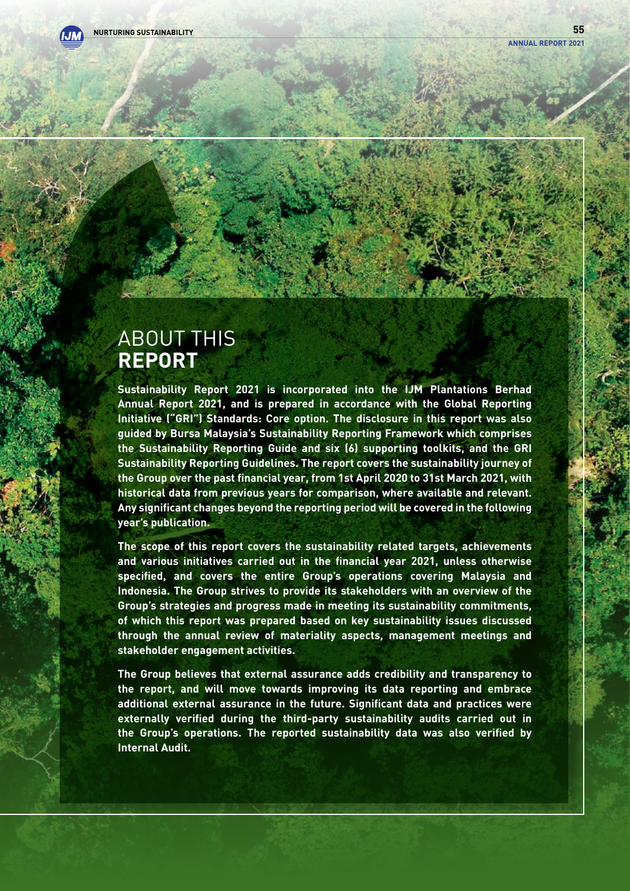# ABOUT THIS **REPORT**

**Sustainability Report 2021 is incorporated into the IJM Plantations Berhad Annual Report 2021, and is prepared in accordance with the Global Reporting Initiative ("GRI") Standards: Core option. The disclosure in this report was also guided by Bursa Malaysia's Sustainability Reporting Framework which comprises the Sustainability Reporting Guide and six (6) supporting toolkits, and the GRI Sustainability Reporting Guidelines. The report covers the sustainability journey of the Group over the past financial year, from 1st April 2020 to 31st March 2021, with historical data from previous years for comparison, where available and relevant. Any significant changes beyond the reporting period will be covered in the following year's publication.**

**The scope of this report covers the sustainability related targets, achievements and various initiatives carried out in the financial year 2021, unless otherwise specified, and covers the entire Group's operations covering Malaysia and Indonesia. The Group strives to provide its stakeholders with an overview of the Group's strategies and progress made in meeting its sustainability commitments, of which this report was prepared based on key sustainability issues discussed through the annual review of materiality aspects, management meetings and stakeholder engagement activities.**

**The Group believes that external assurance adds credibility and transparency to the report, and will move towards improving its data reporting and embrace additional external assurance in the future. Significant data and practices were externally verified during the third-party sustainability audits carried out in the Group's operations. The reported sustainability data was also verified by Internal Audit.**